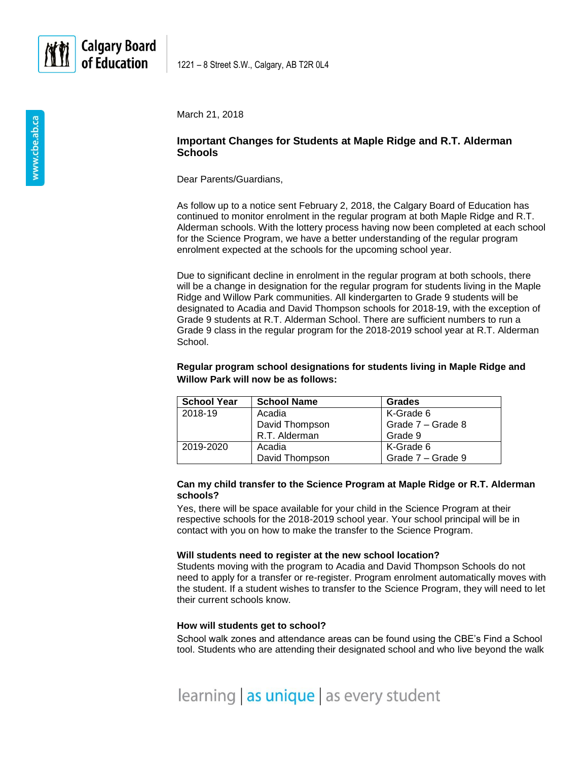Calgary Board of Education

1221 – 8 Street S.W., Calgary, AB T2R 0L4

www.cbe.ab.ca

March 21, 2018

## Important Changes for Students at Maple Ridge and R.T. Alderman Schools

Dear Parents/Guardians,

As follow up to a notice sent February 2, 2018, the Calgary Board of Education has continued to monitor enrolment in the regular program at both Maple Ridge and R.T. Alderman schools. With the lottery process having now been completed at each school for the Science Program, we have a better understanding of the regular program enrolment expected at the schools for the upcoming school year.

Due to significant decline in enrolment in the regular program at both schools, there will be a change in designation for the regular program for students living in the Maple Ridge and Willow Park communities. All kindergarten to Grade 9 students will be designated to Acadia and David Thompson schools for 2018-19, with the exception of Grade 9 students at R.T. Alderman School. There are sufficient numbers to run a Grade 9 class in the regular program for the 2018-2019 school year at R.T. Alderman School.

**Regular program school designations for students living in Maple Ridge and Willow Park will now be as follows:**

| School Year | School Name | Grades |
| --- | --- | --- |
| 2018-19 | Acadia<br>David Thompson<br>R.T. Alderman | K-Grade 6<br>Grade 7 – Grade 8<br>Grade 9 |
| 2019-2020 | Acadia<br>David Thompson | K-Grade 6<br>Grade 7 – Grade 9 |

### Can my child transfer to the Science Program at Maple Ridge or R.T. Alderman schools?

Yes, there will be space available for your child in the Science Program at their respective schools for the 2018-2019 school year. Your school principal will be in contact with you on how to make the transfer to the Science Program.

### Will students need to register at the new school location?

Students moving with the program to Acadia and David Thompson Schools do not need to apply for a transfer or re-register. Program enrolment automatically moves with the student. If a student wishes to transfer to the Science Program, they will need to let their current schools know.

### How will students get to school?

School walk zones and attendance areas can be found using the CBE's Find a School tool. Students who are attending their designated school and who live beyond the walk

learning | as unique | as every student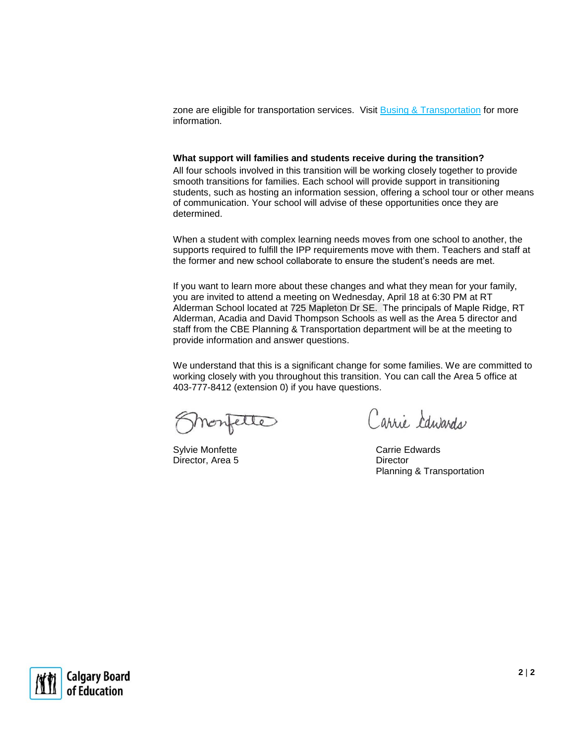zone are eligible for transportation services. Visit [Busing & Transportation]() for more information.

**What support will families and students receive during the transition?**

All four schools involved in this transition will be working closely together to provide smooth transitions for families. Each school will provide support in transitioning students, such as hosting an information session, offering a school tour or other means of communication. Your school will advise of these opportunities once they are determined.

When a student with complex learning needs moves from one school to another, the supports required to fulfill the IPP requirements move with them. Teachers and staff at the former and new school collaborate to ensure the student's needs are met.

If you want to learn more about these changes and what they mean for your family, you are invited to attend a meeting on Wednesday, April 18 at 6:30 PM at RT Alderman School located at 725 Mapleton Dr SE. The principals of Maple Ridge, RT Alderman, Acadia and David Thompson Schools as well as the Area 5 director and staff from the CBE Planning & Transportation department will be at the meeting to provide information and answer questions.

We understand that this is a significant change for some families. We are committed to working closely with you throughout this transition. You can call the Area 5 office at 403-777-8412 (extension 0) if you have questions.

S Monfette

Sylvie Monfette
Director, Area 5

Carrie Edwards

Carrie Edwards
Director
Planning & Transportation